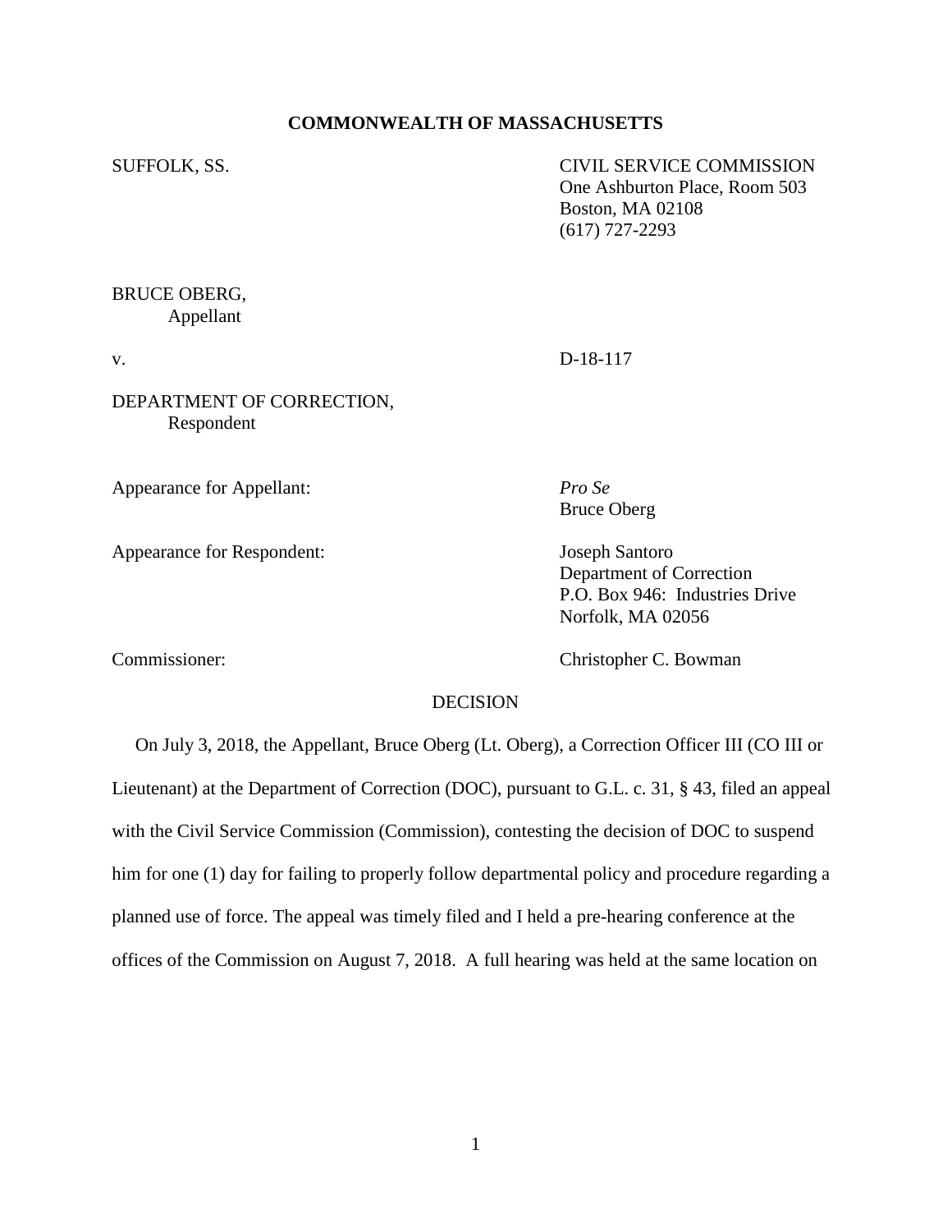**COMMONWEALTH OF MASSACHUSETTS**

SUFFOLK, SS.

CIVIL SERVICE COMMISSION
One Ashburton Place, Room 503
Boston, MA 02108
(617) 727-2293

BRUCE OBERG,
Appellant

v. D-18-117

DEPARTMENT OF CORRECTION,
Respondent

Appearance for Appellant: *Pro Se*
Bruce Oberg

Appearance for Respondent: Joseph Santoro
Department of Correction
P.O. Box 946: Industries Drive
Norfolk, MA 02056

Commissioner: Christopher C. Bowman

DECISION

On July 3, 2018, the Appellant, Bruce Oberg (Lt. Oberg), a Correction Officer III (CO III or Lieutenant) at the Department of Correction (DOC), pursuant to G.L. c. 31, § 43, filed an appeal with the Civil Service Commission (Commission), contesting the decision of DOC to suspend him for one (1) day for failing to properly follow departmental policy and procedure regarding a planned use of force. The appeal was timely filed and I held a pre-hearing conference at the offices of the Commission on August 7, 2018. A full hearing was held at the same location on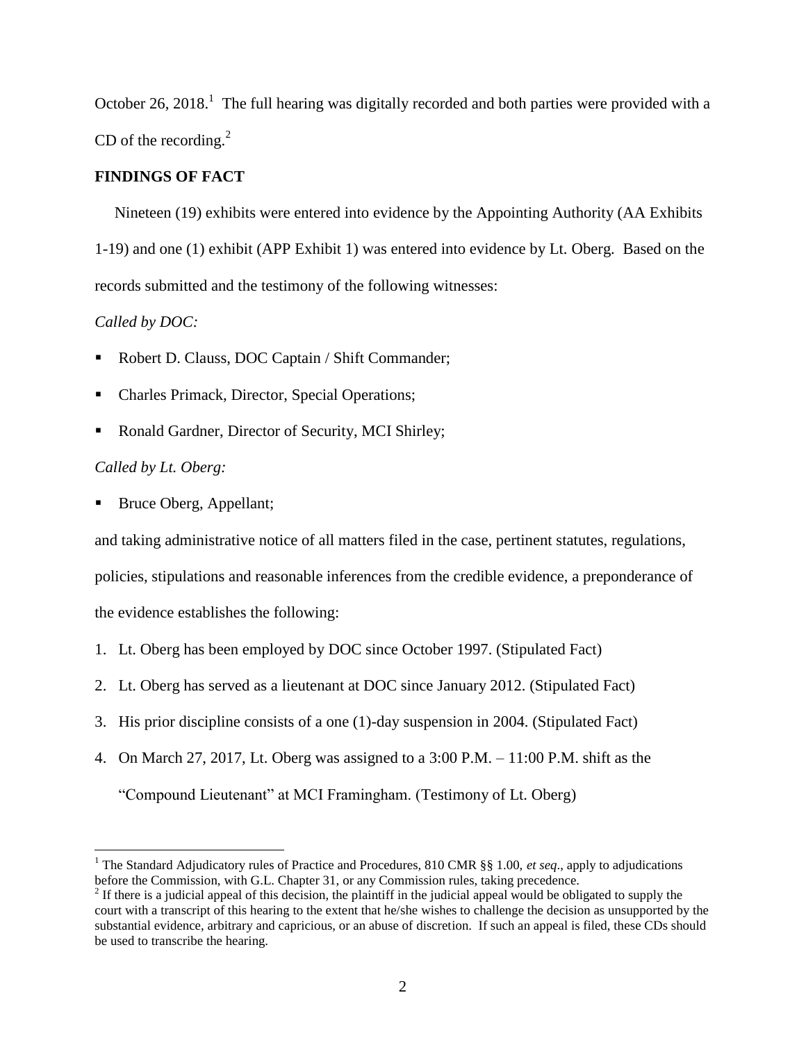October 26, 2018.[1] The full hearing was digitally recorded and both parties were provided with a CD of the recording.[2]

**FINDINGS OF FACT**

Nineteen (19) exhibits were entered into evidence by the Appointing Authority (AA Exhibits 1-19) and one (1) exhibit (APP Exhibit 1) was entered into evidence by Lt. Oberg. Based on the records submitted and the testimony of the following witnesses:

*Called by DOC:*

- Robert D. Clauss, DOC Captain / Shift Commander;
- Charles Primack, Director, Special Operations;
- Ronald Gardner, Director of Security, MCI Shirley;

*Called by Lt. Oberg:*

- Bruce Oberg, Appellant;

and taking administrative notice of all matters filed in the case, pertinent statutes, regulations, policies, stipulations and reasonable inferences from the credible evidence, a preponderance of the evidence establishes the following:

1. Lt. Oberg has been employed by DOC since October 1997. (Stipulated Fact)
2. Lt. Oberg has served as a lieutenant at DOC since January 2012. (Stipulated Fact)
3. His prior discipline consists of a one (1)-day suspension in 2004. (Stipulated Fact)
4. On March 27, 2017, Lt. Oberg was assigned to a 3:00 P.M. – 11:00 P.M. shift as the "Compound Lieutenant" at MCI Framingham. (Testimony of Lt. Oberg)

---

[1] The Standard Adjudicatory rules of Practice and Procedures, 810 CMR §§ 1.00, *et seq*., apply to adjudications before the Commission, with G.L. Chapter 31, or any Commission rules, taking precedence.

[2] If there is a judicial appeal of this decision, the plaintiff in the judicial appeal would be obligated to supply the court with a transcript of this hearing to the extent that he/she wishes to challenge the decision as unsupported by the substantial evidence, arbitrary and capricious, or an abuse of discretion. If such an appeal is filed, these CDs should be used to transcribe the hearing.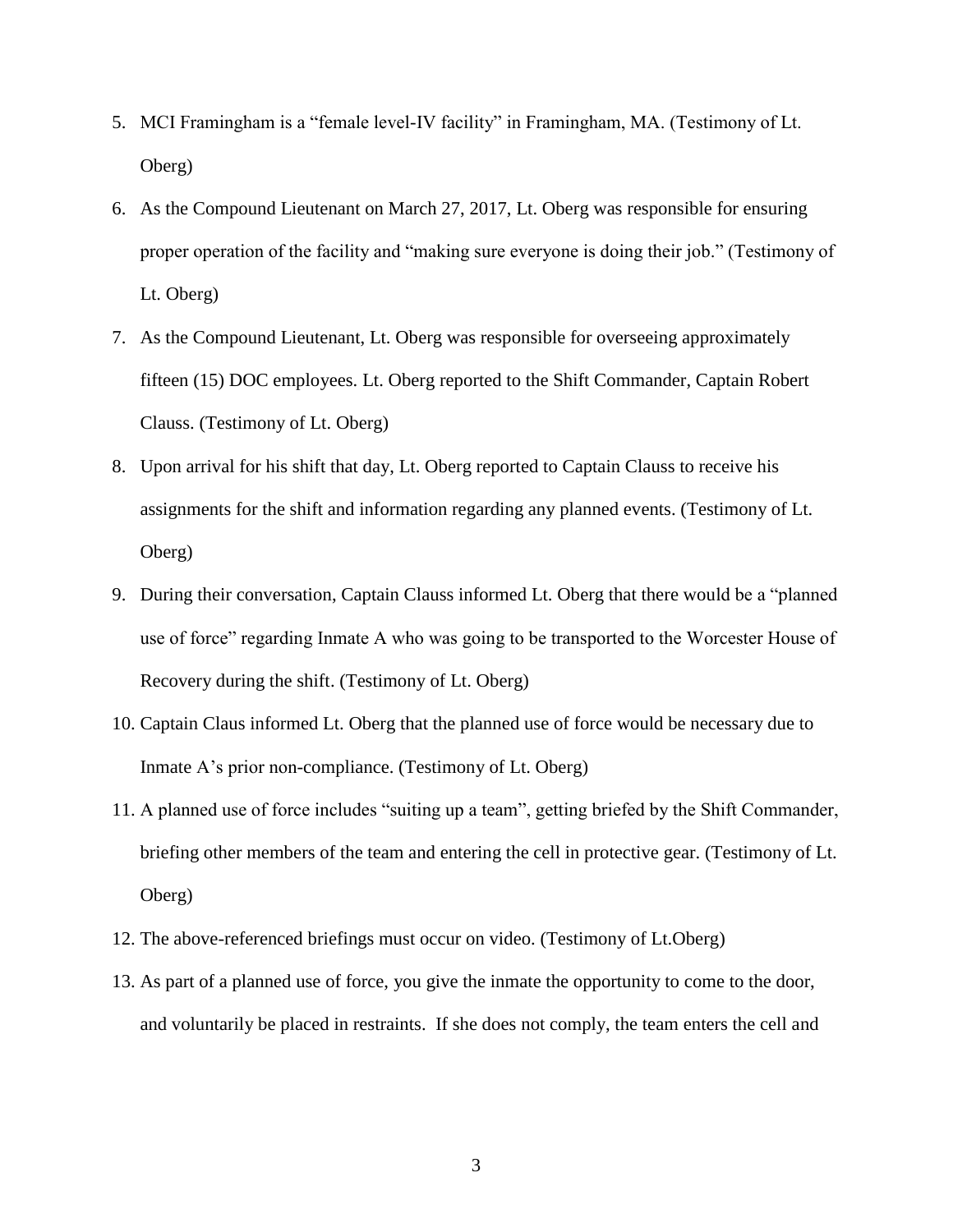5. MCI Framingham is a "female level-IV facility" in Framingham, MA. (Testimony of Lt. Oberg)
6. As the Compound Lieutenant on March 27, 2017, Lt. Oberg was responsible for ensuring proper operation of the facility and "making sure everyone is doing their job." (Testimony of Lt. Oberg)
7. As the Compound Lieutenant, Lt. Oberg was responsible for overseeing approximately fifteen (15) DOC employees. Lt. Oberg reported to the Shift Commander, Captain Robert Clauss. (Testimony of Lt. Oberg)
8. Upon arrival for his shift that day, Lt. Oberg reported to Captain Clauss to receive his assignments for the shift and information regarding any planned events. (Testimony of Lt. Oberg)
9. During their conversation, Captain Clauss informed Lt. Oberg that there would be a "planned use of force" regarding Inmate A who was going to be transported to the Worcester House of Recovery during the shift. (Testimony of Lt. Oberg)
10. Captain Claus informed Lt. Oberg that the planned use of force would be necessary due to Inmate A's prior non-compliance. (Testimony of Lt. Oberg)
11. A planned use of force includes "suiting up a team", getting briefed by the Shift Commander, briefing other members of the team and entering the cell in protective gear. (Testimony of Lt. Oberg)
12. The above-referenced briefings must occur on video. (Testimony of Lt.Oberg)
13. As part of a planned use of force, you give the inmate the opportunity to come to the door, and voluntarily be placed in restraints. If she does not comply, the team enters the cell and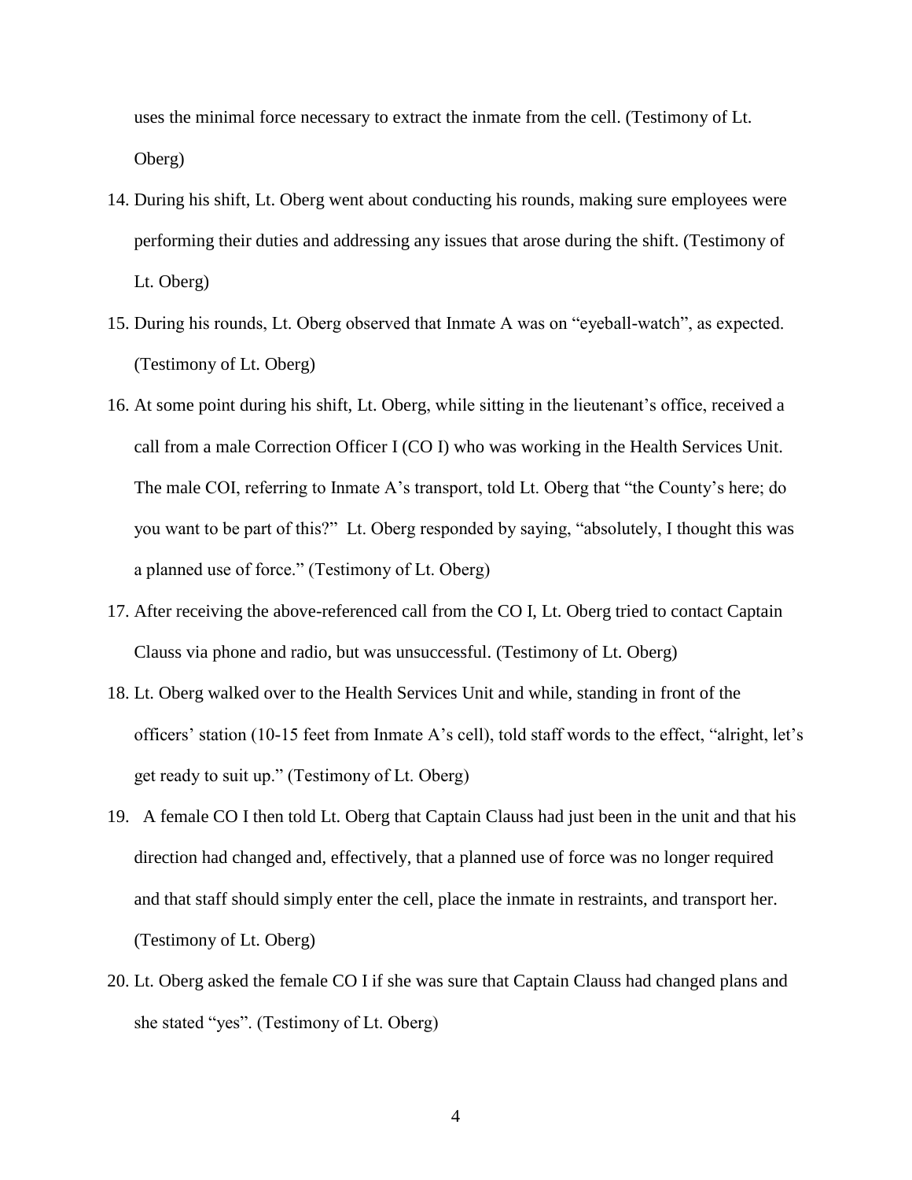uses the minimal force necessary to extract the inmate from the cell. (Testimony of Lt. Oberg)

14. During his shift, Lt. Oberg went about conducting his rounds, making sure employees were performing their duties and addressing any issues that arose during the shift. (Testimony of Lt. Oberg)
15. During his rounds, Lt. Oberg observed that Inmate A was on "eyeball-watch", as expected. (Testimony of Lt. Oberg)
16. At some point during his shift, Lt. Oberg, while sitting in the lieutenant's office, received a call from a male Correction Officer I (CO I) who was working in the Health Services Unit. The male COI, referring to Inmate A's transport, told Lt. Oberg that "the County's here; do you want to be part of this?" Lt. Oberg responded by saying, "absolutely, I thought this was a planned use of force." (Testimony of Lt. Oberg)
17. After receiving the above-referenced call from the CO I, Lt. Oberg tried to contact Captain Clauss via phone and radio, but was unsuccessful. (Testimony of Lt. Oberg)
18. Lt. Oberg walked over to the Health Services Unit and while, standing in front of the officers' station (10-15 feet from Inmate A's cell), told staff words to the effect, "alright, let's get ready to suit up." (Testimony of Lt. Oberg)
19. A female CO I then told Lt. Oberg that Captain Clauss had just been in the unit and that his direction had changed and, effectively, that a planned use of force was no longer required and that staff should simply enter the cell, place the inmate in restraints, and transport her. (Testimony of Lt. Oberg)
20. Lt. Oberg asked the female CO I if she was sure that Captain Clauss had changed plans and she stated "yes". (Testimony of Lt. Oberg)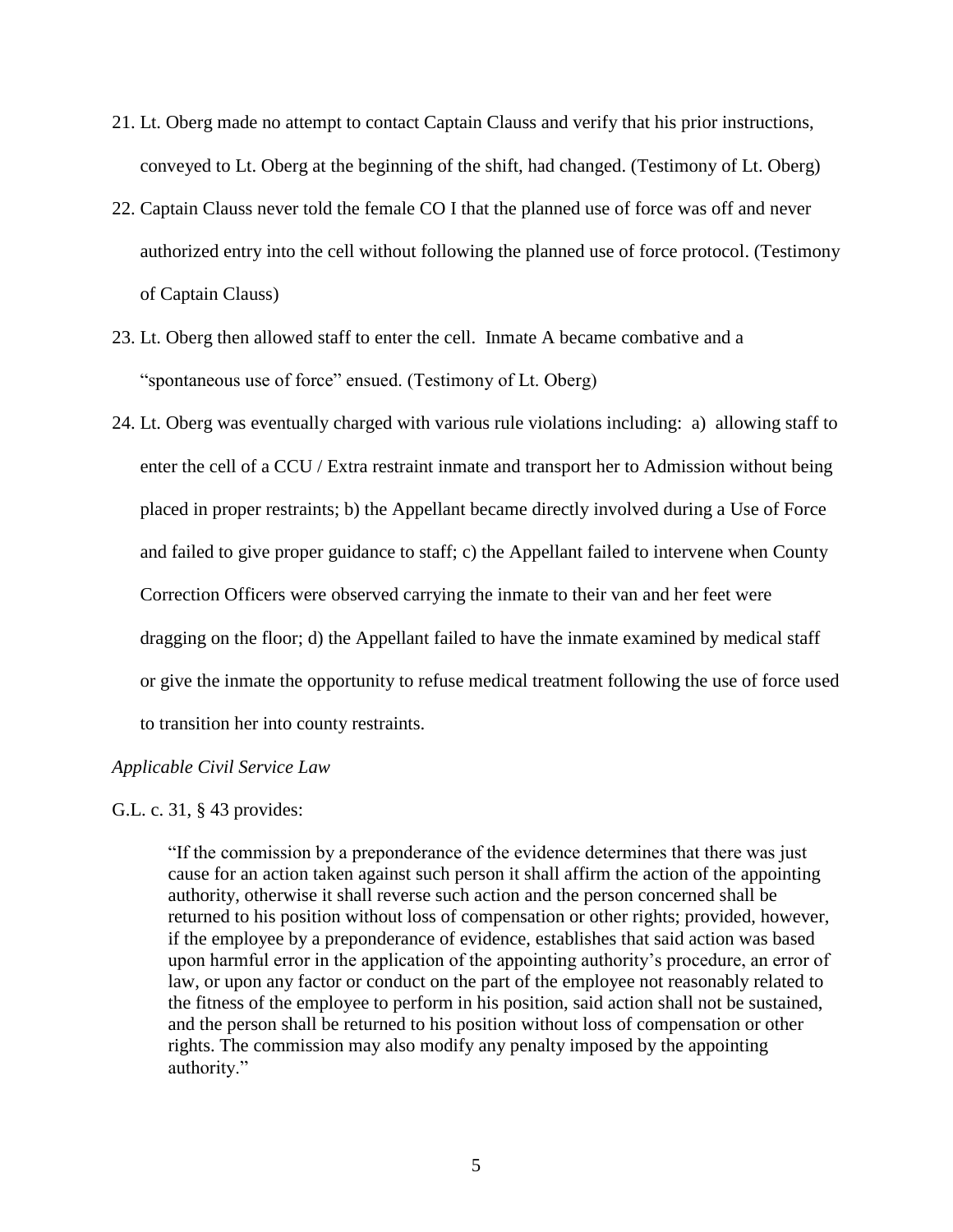21. Lt. Oberg made no attempt to contact Captain Clauss and verify that his prior instructions, conveyed to Lt. Oberg at the beginning of the shift, had changed. (Testimony of Lt. Oberg)

22. Captain Clauss never told the female CO I that the planned use of force was off and never authorized entry into the cell without following the planned use of force protocol. (Testimony of Captain Clauss)

23. Lt. Oberg then allowed staff to enter the cell. Inmate A became combative and a "spontaneous use of force" ensued. (Testimony of Lt. Oberg)

24. Lt. Oberg was eventually charged with various rule violations including: a) allowing staff to enter the cell of a CCU / Extra restraint inmate and transport her to Admission without being placed in proper restraints; b) the Appellant became directly involved during a Use of Force and failed to give proper guidance to staff; c) the Appellant failed to intervene when County Correction Officers were observed carrying the inmate to their van and her feet were dragging on the floor; d) the Appellant failed to have the inmate examined by medical staff or give the inmate the opportunity to refuse medical treatment following the use of force used to transition her into county restraints.

*Applicable Civil Service Law*

G.L. c. 31, § 43 provides:

> "If the commission by a preponderance of the evidence determines that there was just cause for an action taken against such person it shall affirm the action of the appointing authority, otherwise it shall reverse such action and the person concerned shall be returned to his position without loss of compensation or other rights; provided, however, if the employee by a preponderance of evidence, establishes that said action was based upon harmful error in the application of the appointing authority's procedure, an error of law, or upon any factor or conduct on the part of the employee not reasonably related to the fitness of the employee to perform in his position, said action shall not be sustained, and the person shall be returned to his position without loss of compensation or other rights. The commission may also modify any penalty imposed by the appointing authority."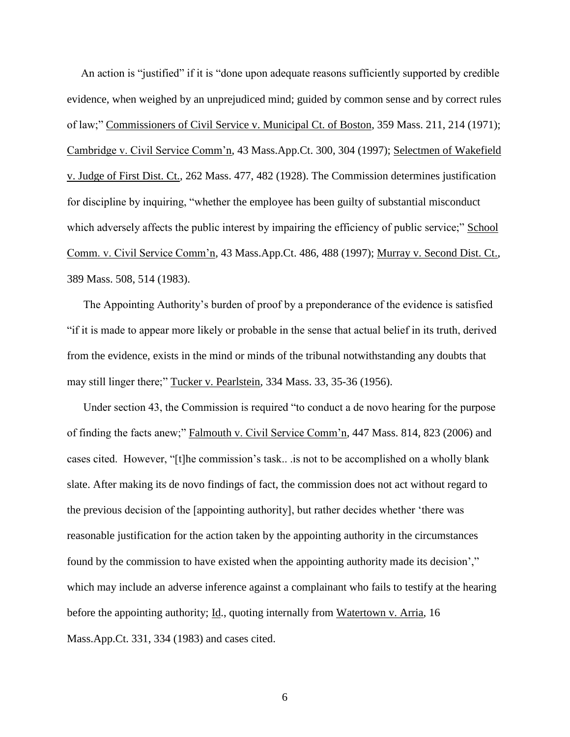An action is "justified" if it is "done upon adequate reasons sufficiently supported by credible evidence, when weighed by an unprejudiced mind; guided by common sense and by correct rules of law;" Commissioners of Civil Service v. Municipal Ct. of Boston, 359 Mass. 211, 214 (1971); Cambridge v. Civil Service Comm'n, 43 Mass.App.Ct. 300, 304 (1997); Selectmen of Wakefield v. Judge of First Dist. Ct., 262 Mass. 477, 482 (1928). The Commission determines justification for discipline by inquiring, "whether the employee has been guilty of substantial misconduct which adversely affects the public interest by impairing the efficiency of public service;" School Comm. v. Civil Service Comm'n, 43 Mass.App.Ct. 486, 488 (1997); Murray v. Second Dist. Ct., 389 Mass. 508, 514 (1983).

The Appointing Authority's burden of proof by a preponderance of the evidence is satisfied "if it is made to appear more likely or probable in the sense that actual belief in its truth, derived from the evidence, exists in the mind or minds of the tribunal notwithstanding any doubts that may still linger there;" Tucker v. Pearlstein, 334 Mass. 33, 35-36 (1956).

Under section 43, the Commission is required "to conduct a de novo hearing for the purpose of finding the facts anew;" Falmouth v. Civil Service Comm'n, 447 Mass. 814, 823 (2006) and cases cited. However, "[t]he commission's task.. .is not to be accomplished on a wholly blank slate. After making its de novo findings of fact, the commission does not act without regard to the previous decision of the [appointing authority], but rather decides whether 'there was reasonable justification for the action taken by the appointing authority in the circumstances found by the commission to have existed when the appointing authority made its decision'," which may include an adverse inference against a complainant who fails to testify at the hearing before the appointing authority; Id., quoting internally from Watertown v. Arria, 16 Mass.App.Ct. 331, 334 (1983) and cases cited.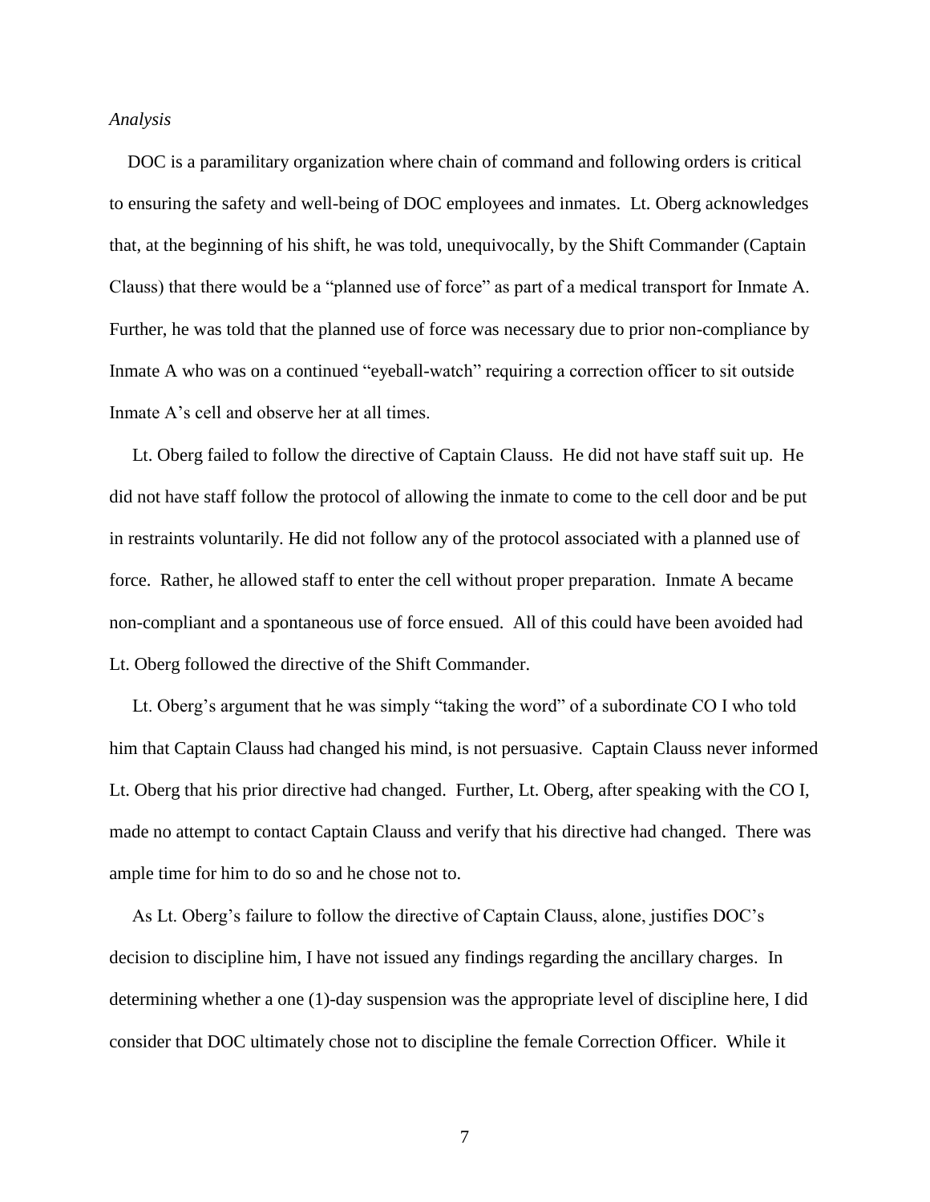*Analysis*

DOC is a paramilitary organization where chain of command and following orders is critical to ensuring the safety and well-being of DOC employees and inmates. Lt. Oberg acknowledges that, at the beginning of his shift, he was told, unequivocally, by the Shift Commander (Captain Clauss) that there would be a "planned use of force" as part of a medical transport for Inmate A. Further, he was told that the planned use of force was necessary due to prior non-compliance by Inmate A who was on a continued "eyeball-watch" requiring a correction officer to sit outside Inmate A's cell and observe her at all times.

Lt. Oberg failed to follow the directive of Captain Clauss. He did not have staff suit up. He did not have staff follow the protocol of allowing the inmate to come to the cell door and be put in restraints voluntarily. He did not follow any of the protocol associated with a planned use of force. Rather, he allowed staff to enter the cell without proper preparation. Inmate A became non-compliant and a spontaneous use of force ensued. All of this could have been avoided had Lt. Oberg followed the directive of the Shift Commander.

Lt. Oberg's argument that he was simply "taking the word" of a subordinate CO I who told him that Captain Clauss had changed his mind, is not persuasive. Captain Clauss never informed Lt. Oberg that his prior directive had changed. Further, Lt. Oberg, after speaking with the CO I, made no attempt to contact Captain Clauss and verify that his directive had changed. There was ample time for him to do so and he chose not to.

As Lt. Oberg's failure to follow the directive of Captain Clauss, alone, justifies DOC's decision to discipline him, I have not issued any findings regarding the ancillary charges. In determining whether a one (1)-day suspension was the appropriate level of discipline here, I did consider that DOC ultimately chose not to discipline the female Correction Officer. While it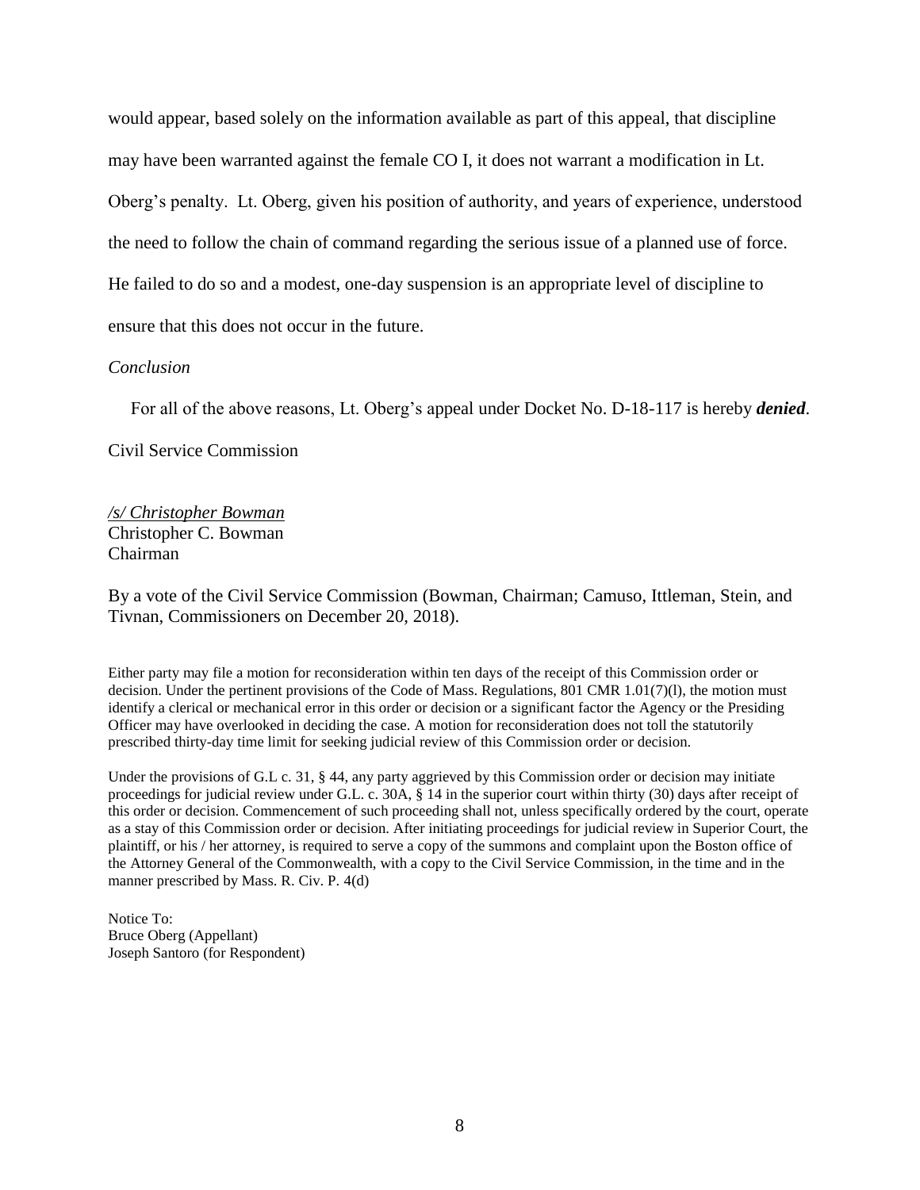would appear, based solely on the information available as part of this appeal, that discipline may have been warranted against the female CO I, it does not warrant a modification in Lt. Oberg's penalty. Lt. Oberg, given his position of authority, and years of experience, understood the need to follow the chain of command regarding the serious issue of a planned use of force. He failed to do so and a modest, one-day suspension is an appropriate level of discipline to ensure that this does not occur in the future.

*Conclusion*

For all of the above reasons, Lt. Oberg's appeal under Docket No. D-18-117 is hereby ***denied***.

Civil Service Commission

*/s/ Christopher Bowman*
Christopher C. Bowman
Chairman

By a vote of the Civil Service Commission (Bowman, Chairman; Camuso, Ittleman, Stein, and Tivnan, Commissioners on December 20, 2018).

Either party may file a motion for reconsideration within ten days of the receipt of this Commission order or decision. Under the pertinent provisions of the Code of Mass. Regulations, 801 CMR 1.01(7)(l), the motion must identify a clerical or mechanical error in this order or decision or a significant factor the Agency or the Presiding Officer may have overlooked in deciding the case. A motion for reconsideration does not toll the statutorily prescribed thirty-day time limit for seeking judicial review of this Commission order or decision.

Under the provisions of G.L c. 31, § 44, any party aggrieved by this Commission order or decision may initiate proceedings for judicial review under G.L. c. 30A, § 14 in the superior court within thirty (30) days after receipt of this order or decision. Commencement of such proceeding shall not, unless specifically ordered by the court, operate as a stay of this Commission order or decision. After initiating proceedings for judicial review in Superior Court, the plaintiff, or his / her attorney, is required to serve a copy of the summons and complaint upon the Boston office of the Attorney General of the Commonwealth, with a copy to the Civil Service Commission, in the time and in the manner prescribed by Mass. R. Civ. P. 4(d)

Notice To:
Bruce Oberg (Appellant)
Joseph Santoro (for Respondent)